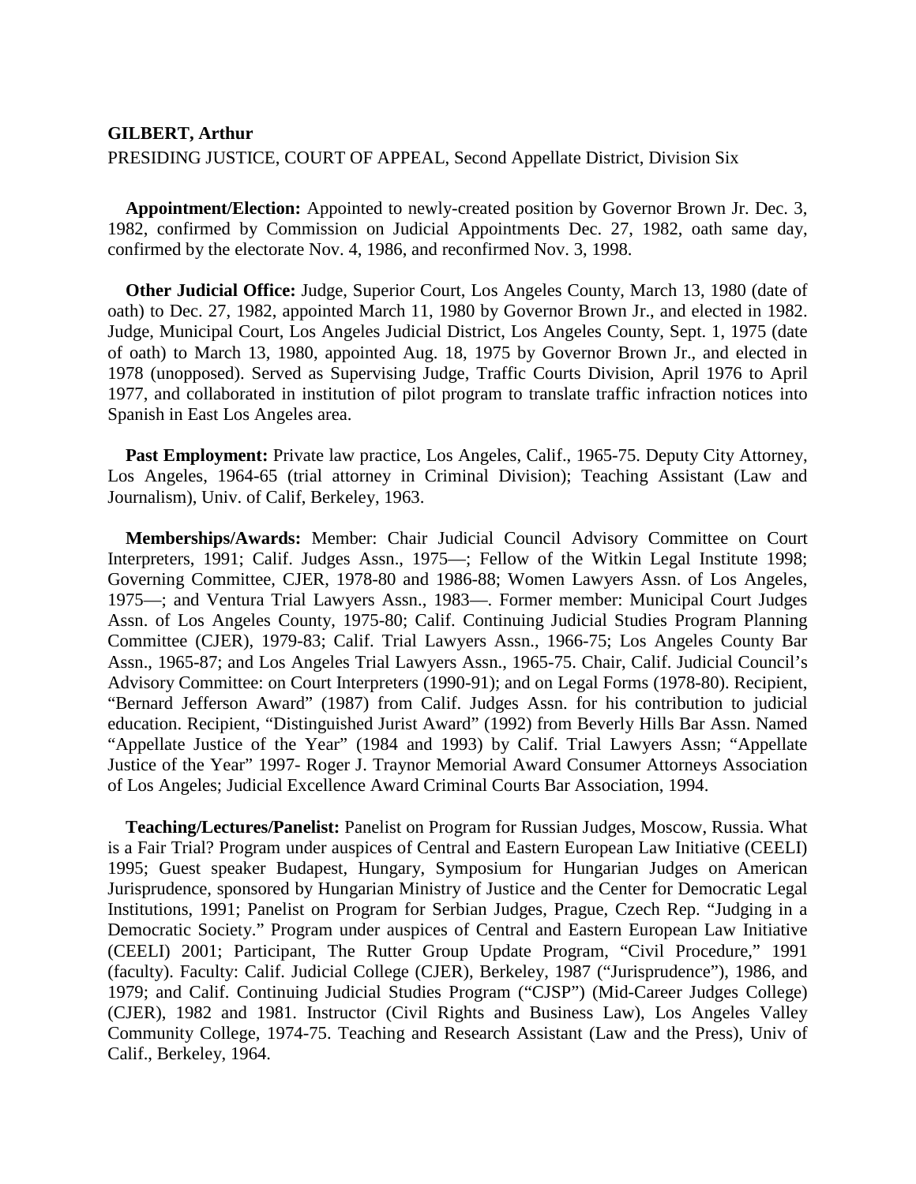**GILBERT, Arthur**

PRESIDING JUSTICE, COURT OF APPEAL, Second Appellate District, Division Six

**Appointment/Election:** Appointed to newly-created position by Governor Brown Jr. Dec. 3, 1982, confirmed by Commission on Judicial Appointments Dec. 27, 1982, oath same day, confirmed by the electorate Nov. 4, 1986, and reconfirmed Nov. 3, 1998.

**Other Judicial Office:** Judge, Superior Court, Los Angeles County, March 13, 1980 (date of oath) to Dec. 27, 1982, appointed March 11, 1980 by Governor Brown Jr., and elected in 1982. Judge, Municipal Court, Los Angeles Judicial District, Los Angeles County, Sept. 1, 1975 (date of oath) to March 13, 1980, appointed Aug. 18, 1975 by Governor Brown Jr., and elected in 1978 (unopposed). Served as Supervising Judge, Traffic Courts Division, April 1976 to April 1977, and collaborated in institution of pilot program to translate traffic infraction notices into Spanish in East Los Angeles area.

**Past Employment:** Private law practice, Los Angeles, Calif., 1965-75. Deputy City Attorney, Los Angeles, 1964-65 (trial attorney in Criminal Division); Teaching Assistant (Law and Journalism), Univ. of Calif, Berkeley, 1963.

**Memberships/Awards:** Member: Chair Judicial Council Advisory Committee on Court Interpreters, 1991; Calif. Judges Assn., 1975—; Fellow of the Witkin Legal Institute 1998; Governing Committee, CJER, 1978-80 and 1986-88; Women Lawyers Assn. of Los Angeles, 1975—; and Ventura Trial Lawyers Assn., 1983—. Former member: Municipal Court Judges Assn. of Los Angeles County, 1975-80; Calif. Continuing Judicial Studies Program Planning Committee (CJER), 1979-83; Calif. Trial Lawyers Assn., 1966-75; Los Angeles County Bar Assn., 1965-87; and Los Angeles Trial Lawyers Assn., 1965-75. Chair, Calif. Judicial Council's Advisory Committee: on Court Interpreters (1990-91); and on Legal Forms (1978-80). Recipient, "Bernard Jefferson Award" (1987) from Calif. Judges Assn. for his contribution to judicial education. Recipient, "Distinguished Jurist Award" (1992) from Beverly Hills Bar Assn. Named "Appellate Justice of the Year" (1984 and 1993) by Calif. Trial Lawyers Assn; "Appellate Justice of the Year" 1997- Roger J. Traynor Memorial Award Consumer Attorneys Association of Los Angeles; Judicial Excellence Award Criminal Courts Bar Association, 1994.

**Teaching/Lectures/Panelist:** Panelist on Program for Russian Judges, Moscow, Russia. What is a Fair Trial? Program under auspices of Central and Eastern European Law Initiative (CEELI) 1995; Guest speaker Budapest, Hungary, Symposium for Hungarian Judges on American Jurisprudence, sponsored by Hungarian Ministry of Justice and the Center for Democratic Legal Institutions, 1991; Panelist on Program for Serbian Judges, Prague, Czech Rep. "Judging in a Democratic Society." Program under auspices of Central and Eastern European Law Initiative (CEELI) 2001; Participant, The Rutter Group Update Program, "Civil Procedure," 1991 (faculty). Faculty: Calif. Judicial College (CJER), Berkeley, 1987 ("Jurisprudence"), 1986, and 1979; and Calif. Continuing Judicial Studies Program ("CJSP") (Mid-Career Judges College) (CJER), 1982 and 1981. Instructor (Civil Rights and Business Law), Los Angeles Valley Community College, 1974-75. Teaching and Research Assistant (Law and the Press), Univ of Calif., Berkeley, 1964.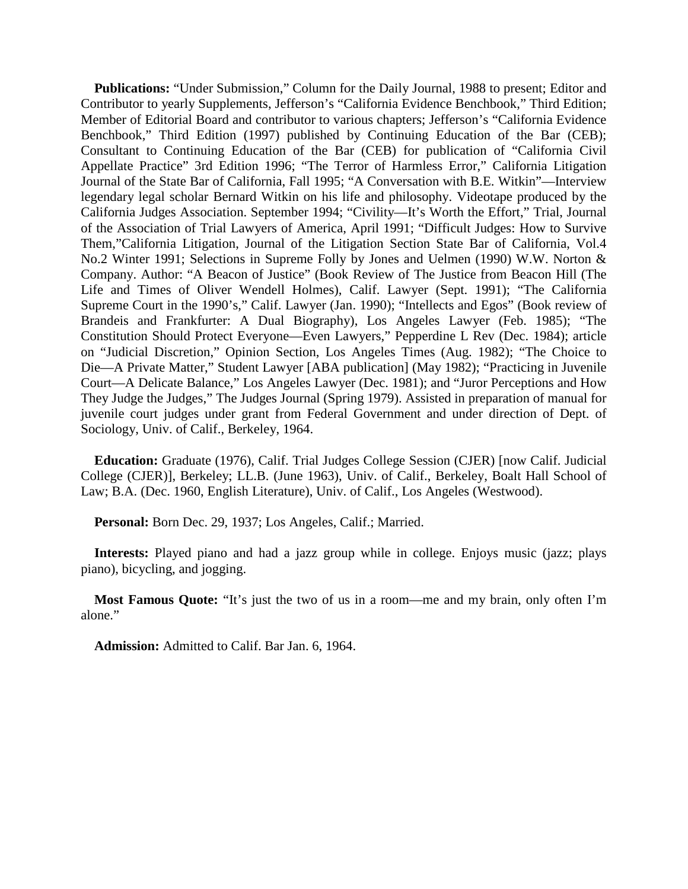**Publications:** "Under Submission," Column for the Daily Journal, 1988 to present; Editor and Contributor to yearly Supplements, Jefferson's "California Evidence Benchbook," Third Edition; Member of Editorial Board and contributor to various chapters; Jefferson's "California Evidence Benchbook," Third Edition (1997) published by Continuing Education of the Bar (CEB); Consultant to Continuing Education of the Bar (CEB) for publication of "California Civil Appellate Practice" 3rd Edition 1996; "The Terror of Harmless Error," California Litigation Journal of the State Bar of California, Fall 1995; "A Conversation with B.E. Witkin"—Interview legendary legal scholar Bernard Witkin on his life and philosophy. Videotape produced by the California Judges Association. September 1994; "Civility—It's Worth the Effort," Trial, Journal of the Association of Trial Lawyers of America, April 1991; "Difficult Judges: How to Survive Them,"California Litigation, Journal of the Litigation Section State Bar of California, Vol.4 No.2 Winter 1991; Selections in Supreme Folly by Jones and Uelmen (1990) W.W. Norton & Company. Author: "A Beacon of Justice" (Book Review of The Justice from Beacon Hill (The Life and Times of Oliver Wendell Holmes), Calif. Lawyer (Sept. 1991); "The California Supreme Court in the 1990's," Calif. Lawyer (Jan. 1990); "Intellects and Egos" (Book review of Brandeis and Frankfurter: A Dual Biography), Los Angeles Lawyer (Feb. 1985); "The Constitution Should Protect Everyone—Even Lawyers," Pepperdine L Rev (Dec. 1984); article on "Judicial Discretion," Opinion Section, Los Angeles Times (Aug. 1982); "The Choice to Die—A Private Matter," Student Lawyer [ABA publication] (May 1982); "Practicing in Juvenile Court—A Delicate Balance," Los Angeles Lawyer (Dec. 1981); and "Juror Perceptions and How They Judge the Judges," The Judges Journal (Spring 1979). Assisted in preparation of manual for juvenile court judges under grant from Federal Government and under direction of Dept. of Sociology, Univ. of Calif., Berkeley, 1964.

**Education:** Graduate (1976), Calif. Trial Judges College Session (CJER) [now Calif. Judicial College (CJER)], Berkeley; LL.B. (June 1963), Univ. of Calif., Berkeley, Boalt Hall School of Law; B.A. (Dec. 1960, English Literature), Univ. of Calif., Los Angeles (Westwood).

**Personal:** Born Dec. 29, 1937; Los Angeles, Calif.; Married.

**Interests:** Played piano and had a jazz group while in college. Enjoys music (jazz; plays piano), bicycling, and jogging.

**Most Famous Quote:** "It's just the two of us in a room—me and my brain, only often I'm alone."

**Admission:** Admitted to Calif. Bar Jan. 6, 1964.